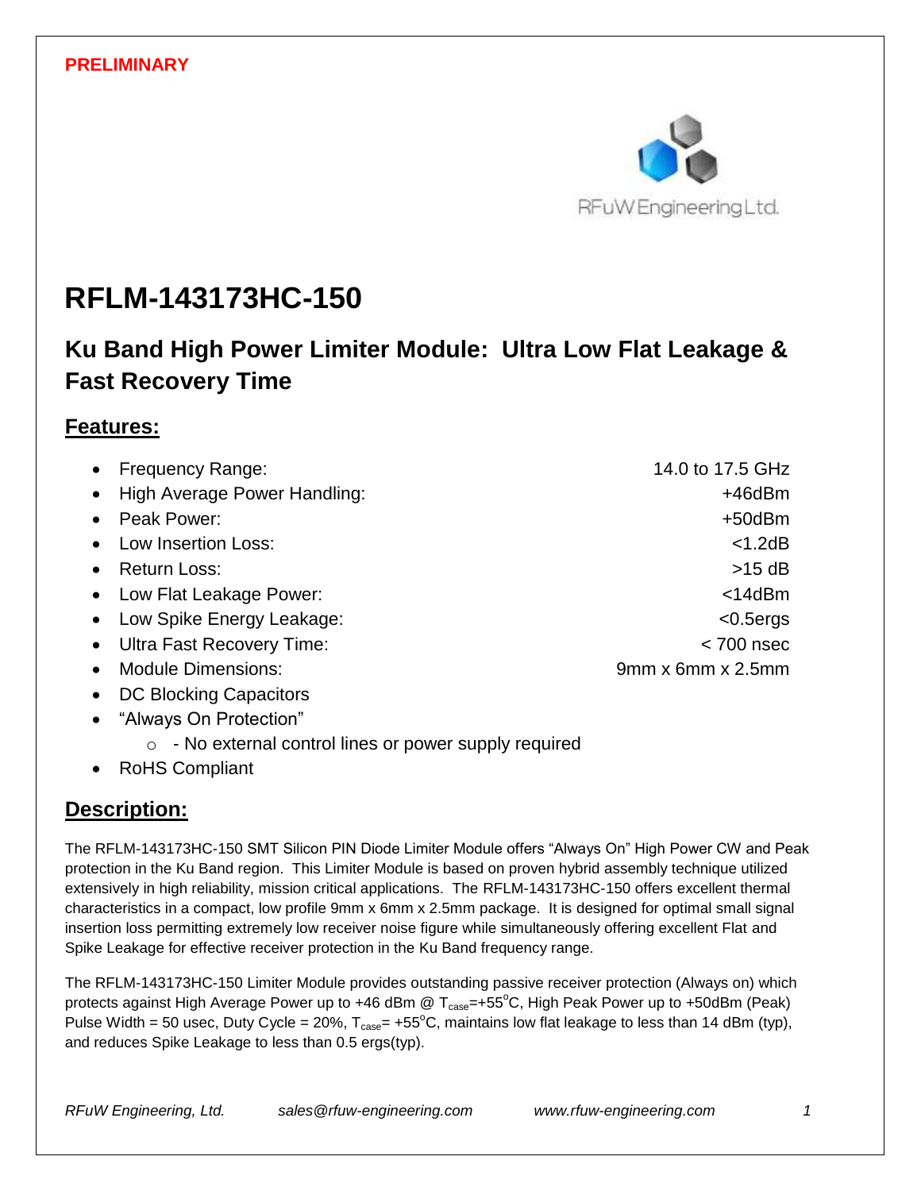PRELIMINARY

RFuW Engineering Ltd.

# RFLM-143173HC-150

## Ku Band High Power Limiter Module: Ultra Low Flat Leakage & Fast Recovery Time

### Features:

- Frequency Range: 14.0 to 17.5 GHz
- High Average Power Handling: +46dBm
- Peak Power: +50dBm
- Low Insertion Loss: <1.2dB
- Return Loss: >15 dB
- Low Flat Leakage Power: <14dBm
- Low Spike Energy Leakage: <0.5ergs
- Ultra Fast Recovery Time: < 700 nsec
- Module Dimensions: 9mm x 6mm x 2.5mm
- DC Blocking Capacitors
- "Always On Protection"
  - - No external control lines or power supply required
- RoHS Compliant

### Description:

The RFLM-143173HC-150 SMT Silicon PIN Diode Limiter Module offers "Always On" High Power CW and Peak protection in the Ku Band region. This Limiter Module is based on proven hybrid assembly technique utilized extensively in high reliability, mission critical applications. The RFLM-143173HC-150 offers excellent thermal characteristics in a compact, low profile 9mm x 6mm x 2.5mm package. It is designed for optimal small signal insertion loss permitting extremely low receiver noise figure while simultaneously offering excellent Flat and Spike Leakage for effective receiver protection in the Ku Band frequency range.

The RFLM-143173HC-150 Limiter Module provides outstanding passive receiver protection (Always on) which protects against High Average Power up to +46 dBm @ $T_{case}$=+55°C, High Peak Power up to +50dBm (Peak) Pulse Width = 50 usec, Duty Cycle = 20%, $T_{case}$= +55°C, maintains low flat leakage to less than 14 dBm (typ), and reduces Spike Leakage to less than 0.5 ergs(typ).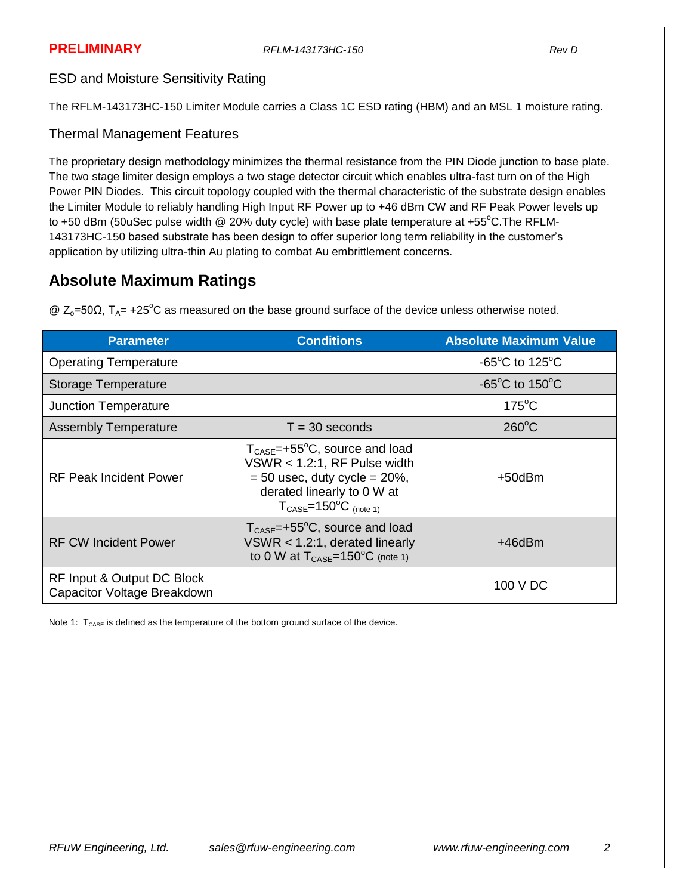ESD and Moisture Sensitivity Rating

The RFLM-143173HC-150 Limiter Module carries a Class 1C ESD rating (HBM) and an MSL 1 moisture rating.

Thermal Management Features

The proprietary design methodology minimizes the thermal resistance from the PIN Diode junction to base plate. The two stage limiter design employs a two stage detector circuit which enables ultra-fast turn on of the High Power PIN Diodes. This circuit topology coupled with the thermal characteristic of the substrate design enables the Limiter Module to reliably handling High Input RF Power up to +46 dBm CW and RF Peak Power levels up to +50 dBm (50uSec pulse width @ 20% duty cycle) with base plate temperature at +55°C.The RFLM-143173HC-150 based substrate has been design to offer superior long term reliability in the customer's application by utilizing ultra-thin Au plating to combat Au embrittlement concerns.

## Absolute Maximum Ratings

@ $Z_o$=50Ω, $T_A$= +25°C as measured on the base ground surface of the device unless otherwise noted.

| Parameter | Conditions | Absolute Maximum Value |
| --- | --- | --- |
| Operating Temperature | | -65°C to 125°C |
| Storage Temperature | | -65°C to 150°C |
| Junction Temperature | | 175°C |
| Assembly Temperature | T = 30 seconds | 260°C |
| RF Peak Incident Power | $T_{CASE}$=+55°C, source and load VSWR < 1.2:1, RF Pulse width = 50 usec, duty cycle = 20%, derated linearly to 0 W at $T_{CASE}$=150°C (note 1) | +50dBm |
| RF CW Incident Power | $T_{CASE}$=+55°C, source and load VSWR < 1.2:1, derated linearly to 0 W at $T_{CASE}$=150°C (note 1) | +46dBm |
| RF Input & Output DC Block Capacitor Voltage Breakdown | | 100 V DC |

Note 1: $T_{CASE}$ is defined as the temperature of the bottom ground surface of the device.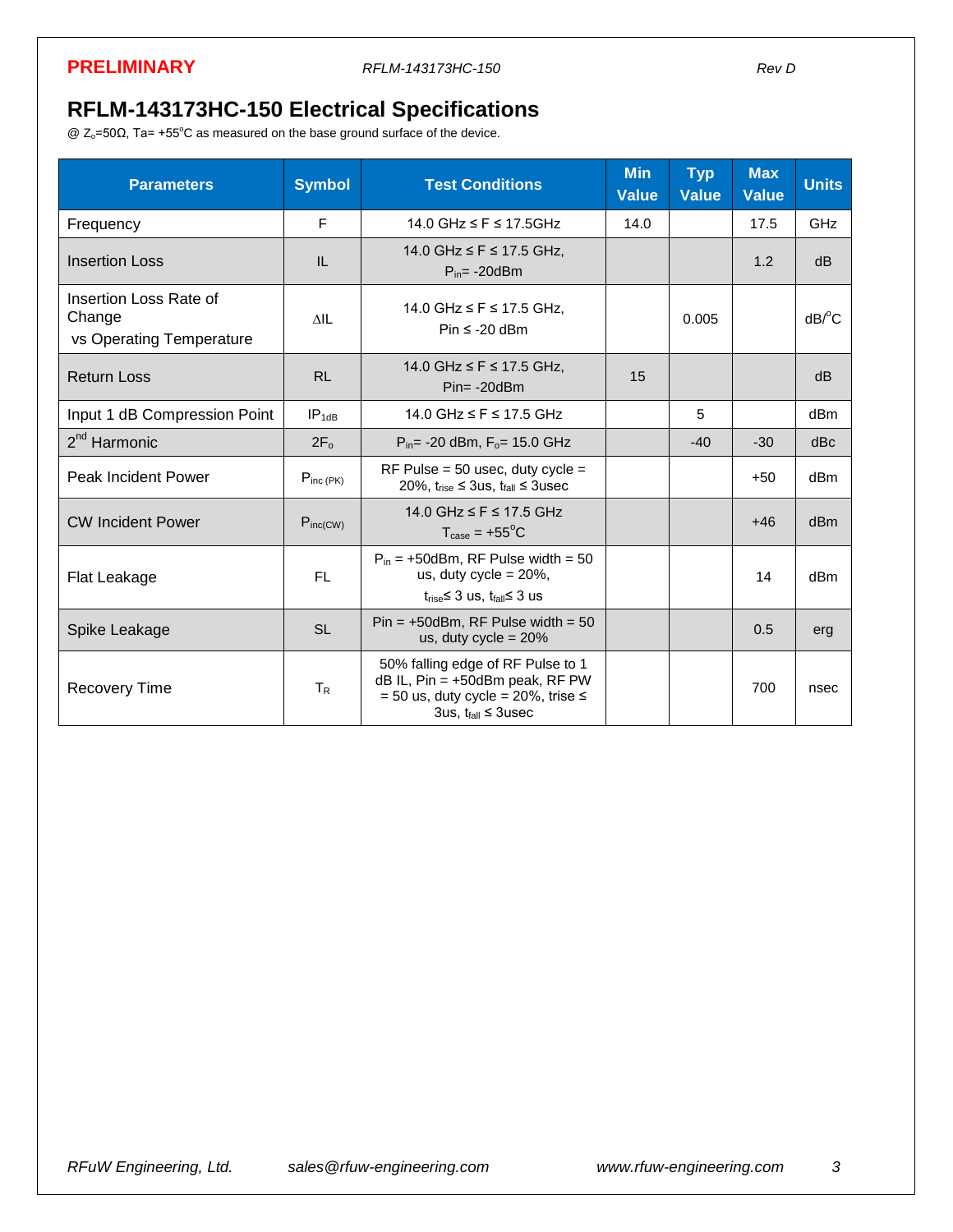# RFLM-143173HC-150 Electrical Specifications

@ $Z_o$=50Ω, Ta= +55°C as measured on the base ground surface of the device.

| Parameters | Symbol | Test Conditions | Min Value | Typ Value | Max Value | Units |
|---|---|---|---|---|---|---|
| Frequency | F | 14.0 GHz ≤ F ≤ 17.5GHz | 14.0 | | 17.5 | GHz |
| Insertion Loss | IL | 14.0 GHz ≤ F ≤ 17.5 GHz, $P_{in}$= -20dBm | | | 1.2 | dB |
| Insertion Loss Rate of Change vs Operating Temperature | ΔIL | 14.0 GHz ≤ F ≤ 17.5 GHz, Pin ≤ -20 dBm | | 0.005 | | dB/°C |
| Return Loss | RL | 14.0 GHz ≤ F ≤ 17.5 GHz, Pin= -20dBm | 15 | | | dB |
| Input 1 dB Compression Point | $IP_{1dB}$ | 14.0 GHz ≤ F ≤ 17.5 GHz | | 5 | | dBm |
| 2nd Harmonic | $2F_o$ | $P_{in}$= -20 dBm, $F_o$= 15.0 GHz | | -40 | -30 | dBc |
| Peak Incident Power | $P_{inc\ (PK)}$ | RF Pulse = 50 usec, duty cycle = 20%, $t_{rise}$ ≤ 3us, $t_{fall}$ ≤ 3usec | | | +50 | dBm |
| CW Incident Power | $P_{inc(CW)}$ | 14.0 GHz ≤ F ≤ 17.5 GHz $T_{case}$ = +55°C | | | +46 | dBm |
| Flat Leakage | FL | $P_{in}$ = +50dBm, RF Pulse width = 50 us, duty cycle = 20%, $t_{rise}$≤ 3 us, $t_{fall}$≤ 3 us | | | 14 | dBm |
| Spike Leakage | SL | Pin = +50dBm, RF Pulse width = 50 us, duty cycle = 20% | | | 0.5 | erg |
| Recovery Time | $T_R$ | 50% falling edge of RF Pulse to 1 dB IL, Pin = +50dBm peak, RF PW = 50 us, duty cycle = 20%, trise ≤ 3us, $t_{fall}$ ≤ 3usec | | | 700 | nsec |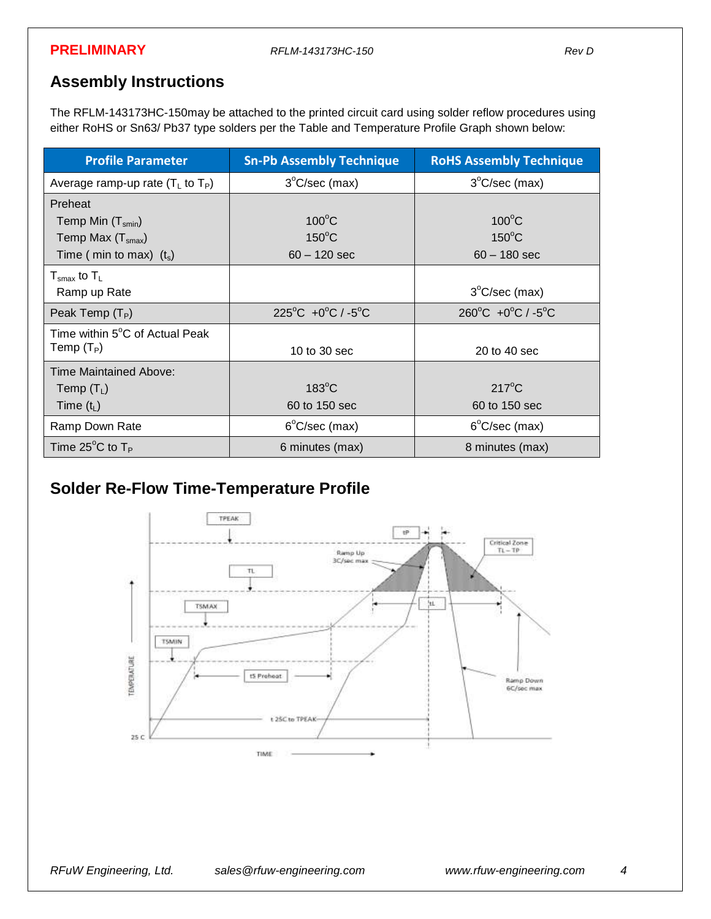## Assembly Instructions

The RFLM-143173HC-150may be attached to the printed circuit card using solder reflow procedures using either RoHS or Sn63/ Pb37 type solders per the Table and Temperature Profile Graph shown below:

| Profile Parameter | Sn-Pb Assembly Technique | RoHS Assembly Technique |
|---|---|---|
| Average ramp-up rate ($T_L$ to $T_P$) | 3°C/sec (max) | 3°C/sec (max) |
| Preheat<br>Temp Min ($T_{smin}$)<br>Temp Max ($T_{smax}$)<br>Time ( min to max) ($t_s$) | <br>100°C<br>150°C<br>60 – 120 sec | <br>100°C<br>150°C<br>60 – 180 sec |
| $T_{smax}$ to $T_L$<br>Ramp up Rate | | 3°C/sec (max) |
| Peak Temp ($T_P$) | 225°C +0°C / -5°C | 260°C +0°C / -5°C |
| Time within 5°C of Actual Peak Temp ($T_P$) | 10 to 30 sec | 20 to 40 sec |
| Time Maintained Above:<br>Temp ($T_L$)<br>Time ($t_L$) | <br>183°C<br>60 to 150 sec | <br>217°C<br>60 to 150 sec |
| Ramp Down Rate | 6°C/sec (max) | 6°C/sec (max) |
| Time 25°C to $T_P$ | 6 minutes (max) | 8 minutes (max) |

## Solder Re-Flow Time-Temperature Profile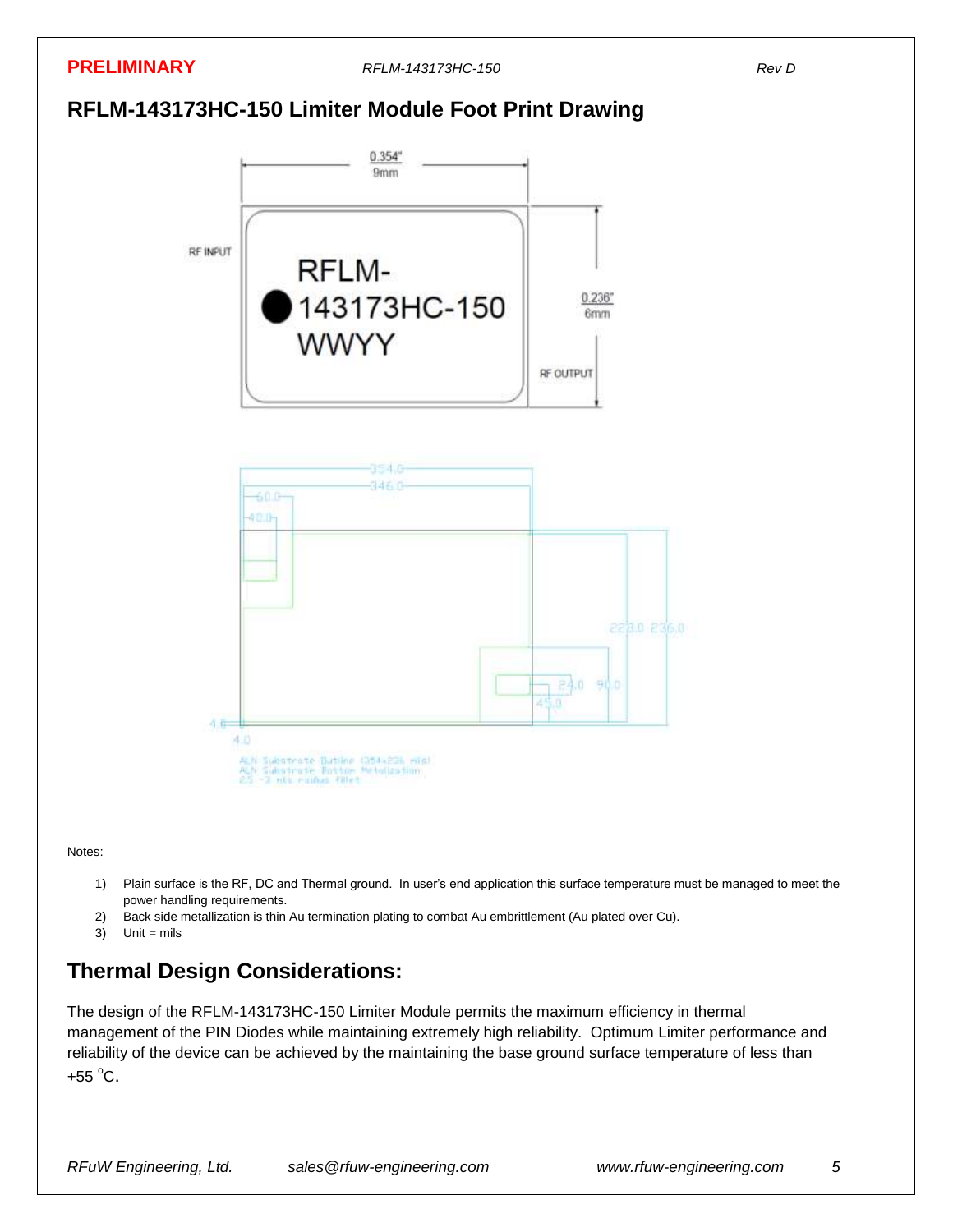PRELIMINARY

## RFLM-143173HC-150 Limiter Module Foot Print Drawing

0.354"
9mm

RF INPUT

RFLM-
143173HC-150
WWYY

0.236"
6mm

RF OUTPUT

354.0
346.0
60.0
40.0
228.0 236.0
24.0 90.0
45.0
4.0
4.0

ALN Substrate Outline (354x236 mils)
ALN Substrate Bottom Metalization
25 ~3 mils radius fillet

Notes:

1) Plain surface is the RF, DC and Thermal ground. In user's end application this surface temperature must be managed to meet the power handling requirements.
2) Back side metallization is thin Au termination plating to combat Au embrittlement (Au plated over Cu).
3) Unit = mils

## Thermal Design Considerations:

The design of the RFLM-143173HC-150 Limiter Module permits the maximum efficiency in thermal management of the PIN Diodes while maintaining extremely high reliability. Optimum Limiter performance and reliability of the device can be achieved by the maintaining the base ground surface temperature of less than +55 $^{o}$C.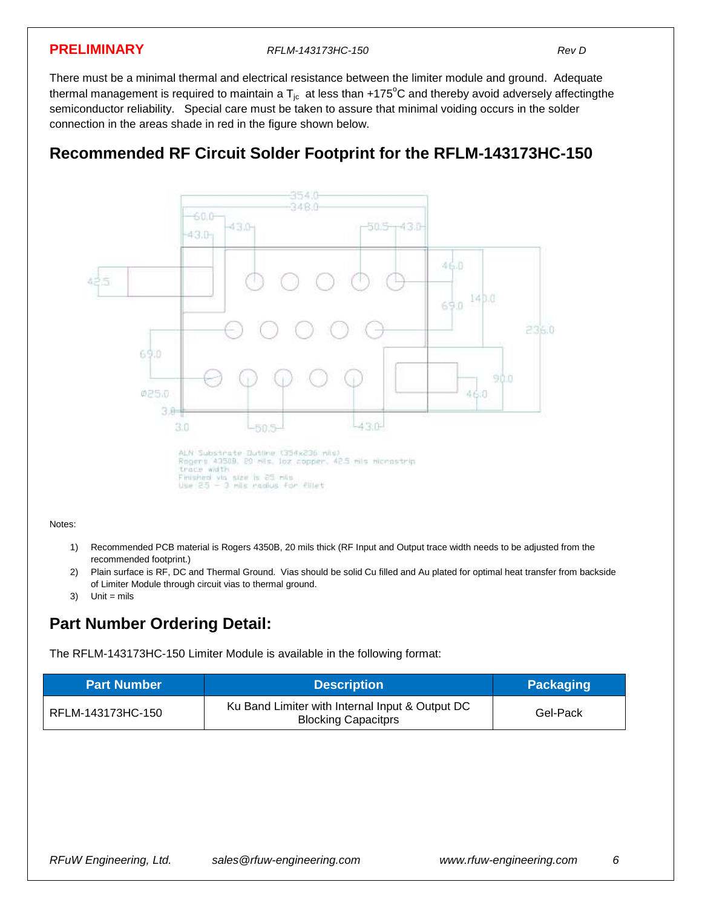There must be a minimal thermal and electrical resistance between the limiter module and ground. Adequate thermal management is required to maintain a $T_{jc}$ at less than +175°C and thereby avoid adversely affectingthe semiconductor reliability. Special care must be taken to assure that minimal voiding occurs in the solder connection in the areas shade in red in the figure shown below.

## Recommended RF Circuit Solder Footprint for the RFLM-143173HC-150

354.0
348.0
60.0
43.0
43.0
50.5
43.0
42.5
46.0
69.0
140.0
236.0
69.0
90.0
Ø25.0
46.0
3.0
3.0
50.5
43.0

ALN Substrate Outline (354x236 mils)
Rogers 4350B, 20 mils, 1oz copper, 42.5 mils microstrip trace width
Finished via size is 25 mils
Use 2.5 ~ 3 mils radius for fillet

Notes:

1) Recommended PCB material is Rogers 4350B, 20 mils thick (RF Input and Output trace width needs to be adjusted from the recommended footprint.)
2) Plain surface is RF, DC and Thermal Ground. Vias should be solid Cu filled and Au plated for optimal heat transfer from backside of Limiter Module through circuit vias to thermal ground.
3) Unit = mils

## Part Number Ordering Detail:

The RFLM-143173HC-150 Limiter Module is available in the following format:

| Part Number | Description | Packaging |
|---|---|---|
| RFLM-143173HC-150 | Ku Band Limiter with Internal Input & Output DC Blocking Capacitprs | Gel-Pack |